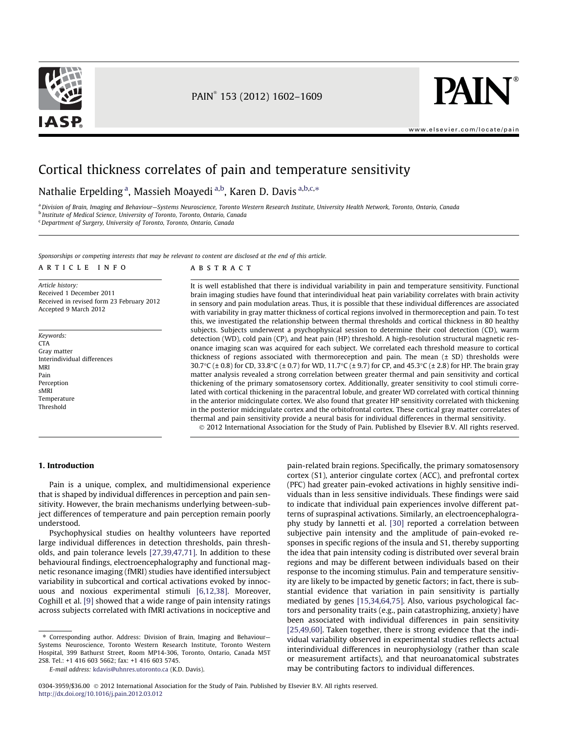# Cortical thickness correlates of pain and temperature sensitivity

Nathalie Erpelding [a], Massieh Moayedi [a,b], Karen D. Davis [a,b,c,*]

[a] Division of Brain, Imaging and Behaviour—Systems Neuroscience, Toronto Western Research Institute, University Health Network, Toronto, Ontario, Canada
[b] Institute of Medical Science, University of Toronto, Toronto, Ontario, Canada
[c] Department of Surgery, University of Toronto, Toronto, Ontario, Canada

*Sponsorships or competing interests that may be relevant to content are disclosed at the end of this article.*

## ARTICLE INFO

*Article history:*
Received 1 December 2011
Received in revised form 23 February 2012
Accepted 9 March 2012

*Keywords:*
CTA
Gray matter
Interindividual differences
MRI
Pain
Perception
sMRI
Temperature
Threshold

## ABSTRACT

It is well established that there is individual variability in pain and temperature sensitivity. Functional brain imaging studies have found that interindividual heat pain variability correlates with brain activity in sensory and pain modulation areas. Thus, it is possible that these individual differences are associated with variability in gray matter thickness of cortical regions involved in thermoreception and pain. To test this, we investigated the relationship between thermal thresholds and cortical thickness in 80 healthy subjects. Subjects underwent a psychophysical session to determine their cool detection (CD), warm detection (WD), cold pain (CP), and heat pain (HP) threshold. A high-resolution structural magnetic resonance imaging scan was acquired for each subject. We correlated each threshold measure to cortical thickness of regions associated with thermoreception and pain. The mean (± SD) thresholds were 30.7°C (± 0.8) for CD, 33.8°C (± 0.7) for WD, 11.7°C (± 9.7) for CP, and 45.3°C (± 2.8) for HP. The brain gray matter analysis revealed a strong correlation between greater thermal and pain sensitivity and cortical thickening of the primary somatosensory cortex. Additionally, greater sensitivity to cool stimuli correlated with cortical thickening in the paracentral lobule, and greater WD correlated with cortical thinning in the anterior midcingulate cortex. We also found that greater HP sensitivity correlated with thickening in the posterior midcingulate cortex and the orbitofrontal cortex. These cortical gray matter correlates of thermal and pain sensitivity provide a neural basis for individual differences in thermal sensitivity.

© 2012 International Association for the Study of Pain. Published by Elsevier B.V. All rights reserved.

## 1. Introduction

Pain is a unique, complex, and multidimensional experience that is shaped by individual differences in perception and pain sensitivity. However, the brain mechanisms underlying between-subject differences of temperature and pain perception remain poorly understood.

Psychophysical studies on healthy volunteers have reported large individual differences in detection thresholds, pain thresholds, and pain tolerance levels [27,39,47,71]. In addition to these behavioural findings, electroencephalography and functional magnetic resonance imaging (fMRI) studies have identified intersubject variability in subcortical and cortical activations evoked by innocuous and noxious experimental stimuli [6,12,38]. Moreover, Coghill et al. [9] showed that a wide range of pain intensity ratings across subjects correlated with fMRI activations in nociceptive and pain-related brain regions. Specifically, the primary somatosensory cortex (S1), anterior cingulate cortex (ACC), and prefrontal cortex (PFC) had greater pain-evoked activations in highly sensitive individuals than in less sensitive individuals. These findings were said to indicate that individual pain experiences involve different patterns of supraspinal activations. Similarly, an electroencephalography study by Iannetti et al. [30] reported a correlation between subjective pain intensity and the amplitude of pain-evoked responses in specific regions of the insula and S1, thereby supporting the idea that pain intensity coding is distributed over several brain regions and may be different between individuals based on their response to the incoming stimulus. Pain and temperature sensitivity are likely to be impacted by genetic factors; in fact, there is substantial evidence that variation in pain sensitivity is partially mediated by genes [15,34,64,75]. Also, various psychological factors and personality traits (e.g., pain catastrophizing, anxiety) have been associated with individual differences in pain sensitivity [25,49,60]. Taken together, there is strong evidence that the individual variability observed in experimental studies reflects actual interindividual differences in neurophysiology (rather than scale or measurement artifacts), and that neuroanatomical substrates may be contributing factors to individual differences.

* Corresponding author. Address: Division of Brain, Imaging and Behaviour—Systems Neuroscience, Toronto Western Research Institute, Toronto Western Hospital, 399 Bathurst Street, Room MP14-306, Toronto, Ontario, Canada M5T 2S8. Tel.: +1 416 603 5662; fax: +1 416 603 5745.
*E-mail address:* kdavis@uhnres.utoronto.ca (K.D. Davis).

0304-3959/$36.00 © 2012 International Association for the Study of Pain. Published by Elsevier B.V. All rights reserved.
http://dx.doi.org/10.1016/j.pain.2012.03.012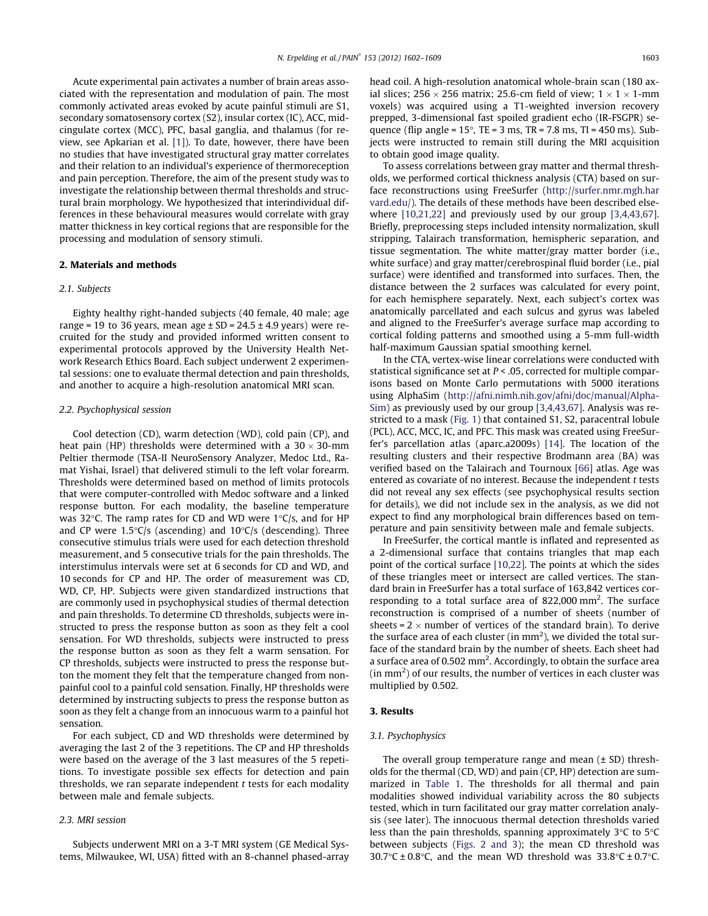Acute experimental pain activates a number of brain areas associated with the representation and modulation of pain. The most commonly activated areas evoked by acute painful stimuli are S1, secondary somatosensory cortex (S2), insular cortex (IC), ACC, midcingulate cortex (MCC), PFC, basal ganglia, and thalamus (for review, see Apkarian et al. [1]). To date, however, there have been no studies that have investigated structural gray matter correlates and their relation to an individual's experience of thermoreception and pain perception. Therefore, the aim of the present study was to investigate the relationship between thermal thresholds and structural brain morphology. We hypothesized that interindividual differences in these behavioural measures would correlate with gray matter thickness in key cortical regions that are responsible for the processing and modulation of sensory stimuli.

## 2. Materials and methods

### 2.1. Subjects

Eighty healthy right-handed subjects (40 female, 40 male; age range = 19 to 36 years, mean age ± SD = 24.5 ± 4.9 years) were recruited for the study and provided informed written consent to experimental protocols approved by the University Health Network Research Ethics Board. Each subject underwent 2 experimental sessions: one to evaluate thermal detection and pain thresholds, and another to acquire a high-resolution anatomical MRI scan.

### 2.2. Psychophysical session

Cool detection (CD), warm detection (WD), cold pain (CP), and heat pain (HP) thresholds were determined with a 30 × 30-mm Peltier thermode (TSA-II NeuroSensory Analyzer, Medoc Ltd., Ramat Yishai, Israel) that delivered stimuli to the left volar forearm. Thresholds were determined based on method of limits protocols that were computer-controlled with Medoc software and a linked response button. For each modality, the baseline temperature was 32°C. The ramp rates for CD and WD were 1°C/s, and for HP and CP were 1.5°C/s (ascending) and 10°C/s (descending). Three consecutive stimulus trials were used for each detection threshold measurement, and 5 consecutive trials for the pain thresholds. The interstimulus intervals were set at 6 seconds for CD and WD, and 10 seconds for CP and HP. The order of measurement was CD, WD, CP, HP. Subjects were given standardized instructions that are commonly used in psychophysical studies of thermal detection and pain thresholds. To determine CD thresholds, subjects were instructed to press the response button as soon as they felt a cool sensation. For WD thresholds, subjects were instructed to press the response button as soon as they felt a warm sensation. For CP thresholds, subjects were instructed to press the response button the moment they felt that the temperature changed from nonpainful cool to a painful cold sensation. Finally, HP thresholds were determined by instructing subjects to press the response button as soon as they felt a change from an innocuous warm to a painful hot sensation.

For each subject, CD and WD thresholds were determined by averaging the last 2 of the 3 repetitions. The CP and HP thresholds were based on the average of the 3 last measures of the 5 repetitions. To investigate possible sex effects for detection and pain thresholds, we ran separate independent *t* tests for each modality between male and female subjects.

### 2.3. MRI session

Subjects underwent MRI on a 3-T MRI system (GE Medical Systems, Milwaukee, WI, USA) fitted with an 8-channel phased-array head coil. A high-resolution anatomical whole-brain scan (180 axial slices; 256 × 256 matrix; 25.6-cm field of view; 1 × 1 × 1-mm voxels) was acquired using a T1-weighted inversion recovery prepped, 3-dimensional fast spoiled gradient echo (IR-FSGPR) sequence (flip angle = 15°, TE = 3 ms, TR = 7.8 ms, TI = 450 ms). Subjects were instructed to remain still during the MRI acquisition to obtain good image quality.

To assess correlations between gray matter and thermal thresholds, we performed cortical thickness analysis (CTA) based on surface reconstructions using FreeSurfer (http://surfer.nmr.mgh.harvard.edu/). The details of these methods have been described elsewhere [10,21,22] and previously used by our group [3,4,43,67]. Briefly, preprocessing steps included intensity normalization, skull stripping, Talairach transformation, hemispheric separation, and tissue segmentation. The white matter/gray matter border (i.e., white surface) and gray matter/cerebrospinal fluid border (i.e., pial surface) were identified and transformed into surfaces. Then, the distance between the 2 surfaces was calculated for every point, for each hemisphere separately. Next, each subject's cortex was anatomically parcellated and each sulcus and gyrus was labeled and aligned to the FreeSurfer's average surface map according to cortical folding patterns and smoothed using a 5-mm full-width half-maximum Gaussian spatial smoothing kernel.

In the CTA, vertex-wise linear correlations were conducted with statistical significance set at $P < .05$, corrected for multiple comparisons based on Monte Carlo permutations with 5000 iterations using AlphaSim (http://afni.nimh.nih.gov/afni/doc/manual/AlphaSim) as previously used by our group [3,4,43,67]. Analysis was restricted to a mask (Fig. 1) that contained S1, S2, paracentral lobule (PCL), ACC, MCC, IC, and PFC. This mask was created using FreeSurfer's parcellation atlas (aparc.a2009s) [14]. The location of the resulting clusters and their respective Brodmann area (BA) was verified based on the Talairach and Tournoux [66] atlas. Age was entered as covariate of no interest. Because the independent *t* tests did not reveal any sex effects (see psychophysical results section for details), we did not include sex in the analysis, as we did not expect to find any morphological brain differences based on temperature and pain sensitivity between male and female subjects.

In FreeSurfer, the cortical mantle is inflated and represented as a 2-dimensional surface that contains triangles that map each point of the cortical surface [10,22]. The points at which the sides of these triangles meet or intersect are called vertices. The standard brain in FreeSurfer has a total surface of 163,842 vertices corresponding to a total surface area of 822,000 $mm^2$. The surface reconstruction is comprised of a number of sheets (number of sheets = 2 × number of vertices of the standard brain). To derive the surface area of each cluster (in $mm^2$), we divided the total surface of the standard brain by the number of sheets. Each sheet had a surface area of 0.502 $mm^2$. Accordingly, to obtain the surface area (in $mm^2$) of our results, the number of vertices in each cluster was multiplied by 0.502.

## 3. Results

### 3.1. Psychophysics

The overall group temperature range and mean (± SD) thresholds for the thermal (CD, WD) and pain (CP, HP) detection are summarized in Table 1. The thresholds for all thermal and pain modalities showed individual variability across the 80 subjects tested, which in turn facilitated our gray matter correlation analysis (see later). The innocuous thermal detection thresholds varied less than the pain thresholds, spanning approximately 3°C to 5°C between subjects (Figs. 2 and 3); the mean CD threshold was 30.7°C ± 0.8°C, and the mean WD threshold was 33.8°C ± 0.7°C.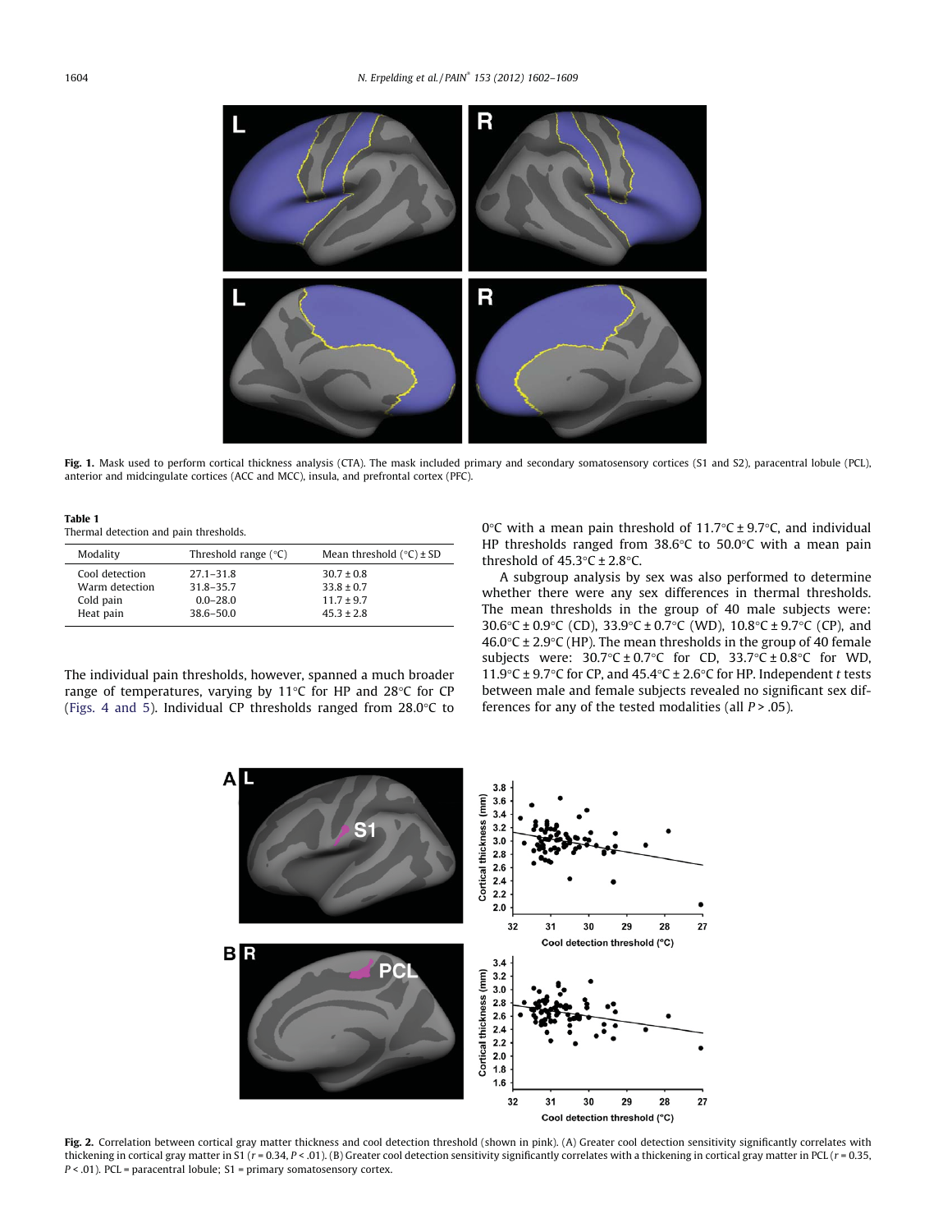Fig. 1. Mask used to perform cortical thickness analysis (CTA). The mask included primary and secondary somatosensory cortices (S1 and S2), paracentral lobule (PCL), anterior and midcingulate cortices (ACC and MCC), insula, and prefrontal cortex (PFC).

**Table 1**
Thermal detection and pain thresholds.

| Modality | Threshold range (°C) | Mean threshold (°C) ± SD |
|---|---|---|
| Cool detection | 27.1–31.8 | 30.7 ± 0.8 |
| Warm detection | 31.8–35.7 | 33.8 ± 0.7 |
| Cold pain | 0.0–28.0 | 11.7 ± 9.7 |
| Heat pain | 38.6–50.0 | 45.3 ± 2.8 |

The individual pain thresholds, however, spanned a much broader range of temperatures, varying by 11°C for HP and 28°C for CP (Figs. 4 and 5). Individual CP thresholds ranged from 28.0°C to 0°C with a mean pain threshold of 11.7°C ± 9.7°C, and individual HP thresholds ranged from 38.6°C to 50.0°C with a mean pain threshold of 45.3°C ± 2.8°C.

A subgroup analysis by sex was also performed to determine whether there were any sex differences in thermal thresholds. The mean thresholds in the group of 40 male subjects were: 30.6°C ± 0.9°C (CD), 33.9°C ± 0.7°C (WD), 10.8°C ± 9.7°C (CP), and 46.0°C ± 2.9°C (HP). The mean thresholds in the group of 40 female subjects were: 30.7°C ± 0.7°C for CD, 33.7°C ± 0.8°C for WD, 11.9°C ± 9.7°C for CP, and 45.4°C ± 2.6°C for HP. Independent *t* tests between male and female subjects revealed no significant sex differences for any of the tested modalities (all $P > .05$).

Fig. 2. Correlation between cortical gray matter thickness and cool detection threshold (shown in pink). (A) Greater cool detection sensitivity significantly correlates with thickening in cortical gray matter in S1 ($r = 0.34$, $P < .01$). (B) Greater cool detection sensitivity significantly correlates with a thickening in cortical gray matter in PCL ($r = 0.35$, $P < .01$). PCL = paracentral lobule; S1 = primary somatosensory cortex.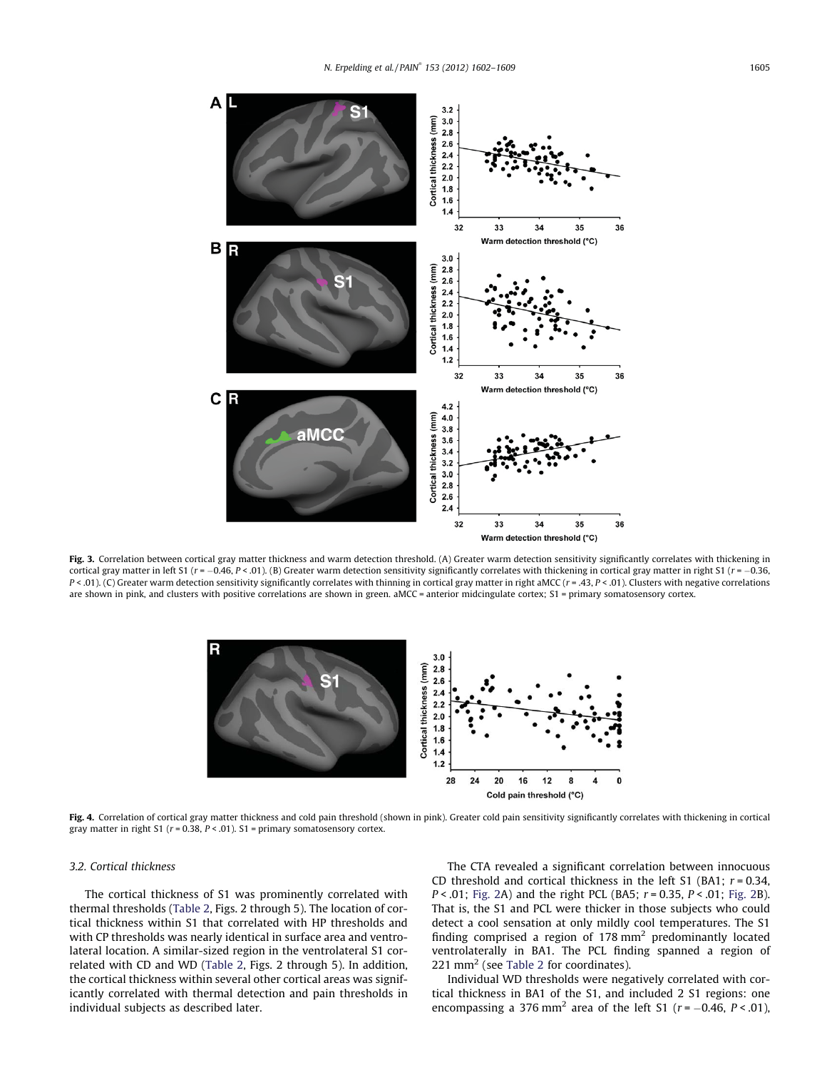**Fig. 3.** Correlation between cortical gray matter thickness and warm detection threshold. (A) Greater warm detection sensitivity significantly correlates with thickening in cortical gray matter in left S1 ($r = -0.46$, $P < .01$). (B) Greater warm detection sensitivity significantly correlates with thickening in cortical gray matter in right S1 ($r = -0.36$, $P < .01$). (C) Greater warm detection sensitivity significantly correlates with thinning in cortical gray matter in right aMCC ($r = .43$, $P < .01$). Clusters with negative correlations are shown in pink, and clusters with positive correlations are shown in green. aMCC = anterior midcingulate cortex; S1 = primary somatosensory cortex.

**Fig. 4.** Correlation of cortical gray matter thickness and cold pain threshold (shown in pink). Greater cold pain sensitivity significantly correlates with thickening in cortical gray matter in right S1 ($r = 0.38$, $P < .01$). S1 = primary somatosensory cortex.

### 3.2. Cortical thickness

The cortical thickness of S1 was prominently correlated with thermal thresholds (Table 2, Figs. 2 through 5). The location of cortical thickness within S1 that correlated with HP thresholds and with CP thresholds was nearly identical in surface area and ventrolateral location. A similar-sized region in the ventrolateral S1 correlated with CD and WD (Table 2, Figs. 2 through 5). In addition, the cortical thickness within several other cortical areas was significantly correlated with thermal detection and pain thresholds in individual subjects as described later.

The CTA revealed a significant correlation between innocuous CD threshold and cortical thickness in the left S1 (BA1; $r = 0.34$, $P < .01$; Fig. 2A) and the right PCL (BA5; $r = 0.35$, $P < .01$; Fig. 2B). That is, the S1 and PCL were thicker in those subjects who could detect a cool sensation at only mildly cool temperatures. The S1 finding comprised a region of 178 mm$^2$ predominantly located ventrolaterally in BA1. The PCL finding spanned a region of 221 mm$^2$ (see Table 2 for coordinates).

Individual WD thresholds were negatively correlated with cortical thickness in BA1 of the S1, and included 2 S1 regions: one encompassing a 376 mm$^2$ area of the left S1 ($r = -0.46$, $P < .01$),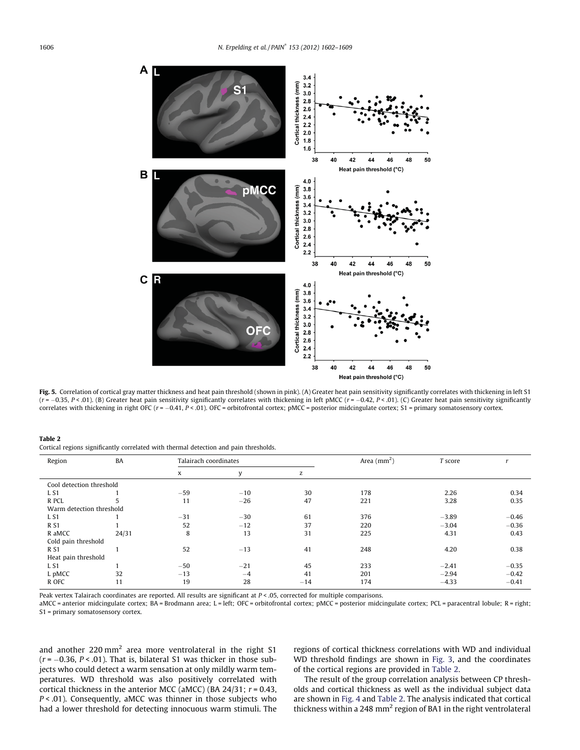Fig. 5. Correlation of cortical gray matter thickness and heat pain threshold (shown in pink). (A) Greater heat pain sensitivity significantly correlates with thickening in left S1 ($r = -0.35$, $P < .01$). (B) Greater heat pain sensitivity significantly correlates with thickening in left pMCC ($r = -0.42$, $P < .01$). (C) Greater heat pain sensitivity significantly correlates with thickening in right OFC ($r = -0.41$, $P < .01$). OFC = orbitofrontal cortex; pMCC = posterior midcingulate cortex; S1 = primary somatosensory cortex.

**Table 2**
Cortical regions significantly correlated with thermal detection and pain thresholds.

| Region | BA | Talairach coordinates | | | Area (mm²) | *T* score | *r* |
|---|---|---|---|---|---|---|---|
| | | x | y | z | | | |
| Cool detection threshold | | | | | | | |
| L S1 | 1 | −59 | −10 | 30 | 178 | 2.26 | 0.34 |
| R PCL | 5 | 11 | −26 | 47 | 221 | 3.28 | 0.35 |
| Warm detection threshold | | | | | | | |
| L S1 | 1 | −31 | −30 | 61 | 376 | −3.89 | −0.46 |
| R S1 | 1 | 52 | −12 | 37 | 220 | −3.04 | −0.36 |
| R aMCC | 24/31 | 8 | 13 | 31 | 225 | 4.31 | 0.43 |
| Cold pain threshold | | | | | | | |
| R S1 | 1 | 52 | −13 | 41 | 248 | 4.20 | 0.38 |
| Heat pain threshold | | | | | | | |
| L S1 | 1 | −50 | −21 | 45 | 233 | −2.41 | −0.35 |
| L pMCC | 32 | −13 | −4 | 41 | 201 | −2.94 | −0.42 |
| R OFC | 11 | 19 | 28 | −14 | 174 | −4.33 | −0.41 |

Peak vertex Talairach coordinates are reported. All results are significant at $P < .05$, corrected for multiple comparisons.
aMCC = anterior midcingulate cortex; BA = Brodmann area; L = left; OFC = orbitofrontal cortex; pMCC = posterior midcingulate cortex; PCL = paracentral lobule; R = right; S1 = primary somatosensory cortex.

and another 220 mm² area more ventrolateral in the right S1 ($r = -0.36$, $P < .01$). That is, bilateral S1 was thicker in those subjects who could detect a warm sensation at only mildly warm temperatures. WD threshold was also positively correlated with cortical thickness in the anterior MCC (aMCC) (BA 24/31; $r = 0.43$, $P < .01$). Consequently, aMCC was thinner in those subjects who had a lower threshold for detecting innocuous warm stimuli. The regions of cortical thickness correlations with WD and individual WD threshold findings are shown in Fig. 3, and the coordinates of the cortical regions are provided in Table 2.

The result of the group correlation analysis between CP thresholds and cortical thickness as well as the individual subject data are shown in Fig. 4 and Table 2. The analysis indicated that cortical thickness within a 248 mm² region of BA1 in the right ventrolateral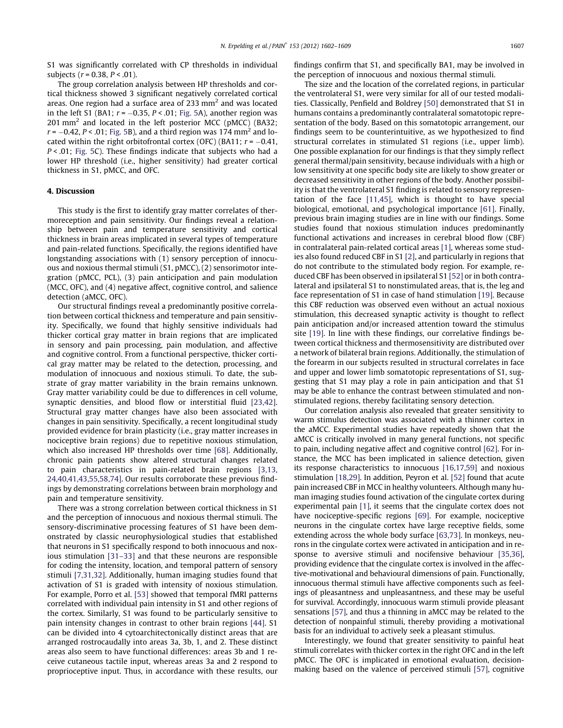S1 was significantly correlated with CP thresholds in individual subjects ($r = 0.38$, $P < .01$).

The group correlation analysis between HP thresholds and cortical thickness showed 3 significant negatively correlated cortical areas. One region had a surface area of 233 $mm^2$ and was located in the left S1 (BA1; $r = -0.35$, $P < .01$; Fig. 5A), another region was 201 $mm^2$ and located in the left posterior MCC (pMCC) (BA32; $r = -0.42$, $P < .01$; Fig. 5B), and a third region was 174 $mm^2$ and located within the right orbitofrontal cortex (OFC) (BA11; $r = -0.41$, $P < .01$; Fig. 5C). These findings indicate that subjects who had a lower HP threshold (i.e., higher sensitivity) had greater cortical thickness in S1, pMCC, and OFC.

## 4. Discussion

This study is the first to identify gray matter correlates of thermoreception and pain sensitivity. Our findings reveal a relationship between pain and temperature sensitivity and cortical thickness in brain areas implicated in several types of temperature and pain-related functions. Specifically, the regions identified have longstanding associations with (1) sensory perception of innocuous and noxious thermal stimuli (S1, pMCC), (2) sensorimotor integration (pMCC, PCL), (3) pain anticipation and pain modulation (MCC, OFC), and (4) negative affect, cognitive control, and salience detection (aMCC, OFC).

Our structural findings reveal a predominantly positive correlation between cortical thickness and temperature and pain sensitivity. Specifically, we found that highly sensitive individuals had thicker cortical gray matter in brain regions that are implicated in sensory and pain processing, pain modulation, and affective and cognitive control. From a functional perspective, thicker cortical gray matter may be related to the detection, processing, and modulation of innocuous and noxious stimuli. To date, the substrate of gray matter variability in the brain remains unknown. Gray matter variability could be due to differences in cell volume, synaptic densities, and blood flow or interstitial fluid [23,42]. Structural gray matter changes have also been associated with changes in pain sensitivity. Specifically, a recent longitudinal study provided evidence for brain plasticity (i.e., gray matter increases in nociceptive brain regions) due to repetitive noxious stimulation, which also increased HP thresholds over time [68]. Additionally, chronic pain patients show altered structural changes related to pain characteristics in pain-related brain regions [3,13,24,40,41,43,55,58,74]. Our results corroborate these previous findings by demonstrating correlations between brain morphology and pain and temperature sensitivity.

There was a strong correlation between cortical thickness in S1 and the perception of innocuous and noxious thermal stimuli. The sensory-discriminative processing features of S1 have been demonstrated by classic neurophysiological studies that established that neurons in S1 specifically respond to both innocuous and noxious stimulation [31–33] and that these neurons are responsible for coding the intensity, location, and temporal pattern of sensory stimuli [7,31,32]. Additionally, human imaging studies found that activation of S1 is graded with intensity of noxious stimulation. For example, Porro et al. [53] showed that temporal fMRI patterns correlated with individual pain intensity in S1 and other regions of the cortex. Similarly, S1 was found to be particularly sensitive to pain intensity changes in contrast to other brain regions [44]. S1 can be divided into 4 cytoarchitectonically distinct areas that are arranged rostrocaudally into areas 3a, 3b, 1, and 2. These distinct areas also seem to have functional differences: areas 3b and 1 receive cutaneous tactile input, whereas areas 3a and 2 respond to proprioceptive input. Thus, in accordance with these results, our findings confirm that S1, and specifically BA1, may be involved in the perception of innocuous and noxious thermal stimuli.

The size and the location of the correlated regions, in particular the ventrolateral S1, were very similar for all of our tested modalities. Classically, Penfield and Boldrey [50] demonstrated that S1 in humans contains a predominantly contralateral somatotopic representation of the body. Based on this somatotopic arrangement, our findings seem to be counterintuitive, as we hypothesized to find structural correlates in stimulated S1 regions (i.e., upper limb). One possible explanation for our findings is that they simply reflect general thermal/pain sensitivity, because individuals with a high or low sensitivity at one specific body site are likely to show greater or decreased sensitivity in other regions of the body. Another possibility is that the ventrolateral S1 finding is related to sensory representation of the face [11,45], which is thought to have special biological, emotional, and psychological importance [61]. Finally, previous brain imaging studies are in line with our findings. Some studies found that noxious stimulation induces predominantly functional activations and increases in cerebral blood flow (CBF) in contralateral pain-related cortical areas [1], whereas some studies also found reduced CBF in S1 [2], and particularly in regions that do not contribute to the stimulated body region. For example, reduced CBF has been observed in ipsilateral S1 [52] or in both contralateral and ipsilateral S1 to nonstimulated areas, that is, the leg and face representation of S1 in case of hand stimulation [19]. Because this CBF reduction was observed even without an actual noxious stimulation, this decreased synaptic activity is thought to reflect pain anticipation and/or increased attention toward the stimulus site [19]. In line with these findings, our correlative findings between cortical thickness and thermosensitivity are distributed over a network of bilateral brain regions. Additionally, the stimulation of the forearm in our subjects resulted in structural correlates in face and upper and lower limb somatotopic representations of S1, suggesting that S1 may play a role in pain anticipation and that S1 may be able to enhance the contrast between stimulated and nonstimulated regions, thereby facilitating sensory detection.

Our correlation analysis also revealed that greater sensitivity to warm stimulus detection was associated with a thinner cortex in the aMCC. Experimental studies have repeatedly shown that the aMCC is critically involved in many general functions, not specific to pain, including negative affect and cognitive control [62]. For instance, the MCC has been implicated in salience detection, given its response characteristics to innocuous [16,17,59] and noxious stimulation [18,29]. In addition, Peyron et al. [52] found that acute pain increased CBF in MCC in healthy volunteers. Although many human imaging studies found activation of the cingulate cortex during experimental pain [1], it seems that the cingulate cortex does not have nociceptive-specific regions [69]. For example, nociceptive neurons in the cingulate cortex have large receptive fields, some extending across the whole body surface [63,73]. In monkeys, neurons in the cingulate cortex were activated in anticipation and in response to aversive stimuli and nocifensive behaviour [35,36], providing evidence that the cingulate cortex is involved in the affective-motivational and behavioural dimensions of pain. Functionally, innocuous thermal stimuli have affective components such as feelings of pleasantness and unpleasantness, and these may be useful for survival. Accordingly, innocuous warm stimuli provide pleasant sensations [57], and thus a thinning in aMCC may be related to the detection of nonpainful stimuli, thereby providing a motivational basis for an individual to actively seek a pleasant stimulus.

Interestingly, we found that greater sensitivity to painful heat stimuli correlates with thicker cortex in the right OFC and in the left pMCC. The OFC is implicated in emotional evaluation, decision-making based on the valence of perceived stimuli [57], cognitive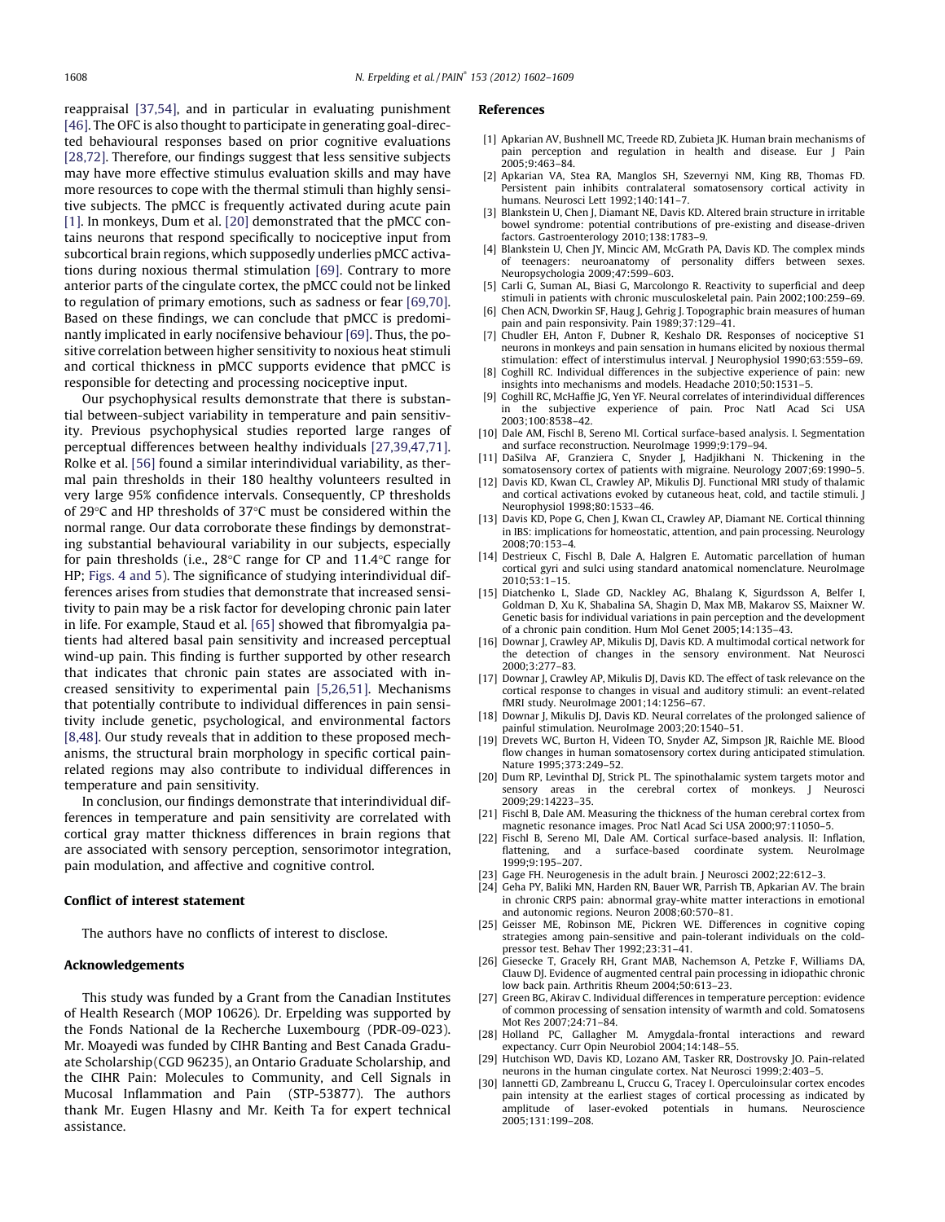reappraisal [37,54], and in particular in evaluating punishment [46]. The OFC is also thought to participate in generating goal-directed behavioural responses based on prior cognitive evaluations [28,72]. Therefore, our findings suggest that less sensitive subjects may have more effective stimulus evaluation skills and may have more resources to cope with the thermal stimuli than highly sensitive subjects. The pMCC is frequently activated during acute pain [1]. In monkeys, Dum et al. [20] demonstrated that the pMCC contains neurons that respond specifically to nociceptive input from subcortical brain regions, which supposedly underlies pMCC activations during noxious thermal stimulation [69]. Contrary to more anterior parts of the cingulate cortex, the pMCC could not be linked to regulation of primary emotions, such as sadness or fear [69,70]. Based on these findings, we can conclude that pMCC is predominantly implicated in early nocifensive behaviour [69]. Thus, the positive correlation between higher sensitivity to noxious heat stimuli and cortical thickness in pMCC supports evidence that pMCC is responsible for detecting and processing nociceptive input.

Our psychophysical results demonstrate that there is substantial between-subject variability in temperature and pain sensitivity. Previous psychophysical studies reported large ranges of perceptual differences between healthy individuals [27,39,47,71]. Rolke et al. [56] found a similar interindividual variability, as thermal pain thresholds in their 180 healthy volunteers resulted in very large 95% confidence intervals. Consequently, CP thresholds of 29°C and HP thresholds of 37°C must be considered within the normal range. Our data corroborate these findings by demonstrating substantial behavioural variability in our subjects, especially for pain thresholds (i.e., 28°C range for CP and 11.4°C range for HP; Figs. 4 and 5). The significance of studying interindividual differences arises from studies that demonstrate that increased sensitivity to pain may be a risk factor for developing chronic pain later in life. For example, Staud et al. [65] showed that fibromyalgia patients had altered basal pain sensitivity and increased perceptual wind-up pain. This finding is further supported by other research that indicates that chronic pain states are associated with increased sensitivity to experimental pain [5,26,51]. Mechanisms that potentially contribute to individual differences in pain sensitivity include genetic, psychological, and environmental factors [8,48]. Our study reveals that in addition to these proposed mechanisms, the structural brain morphology in specific cortical pain-related regions may also contribute to individual differences in temperature and pain sensitivity.

In conclusion, our findings demonstrate that interindividual differences in temperature and pain sensitivity are correlated with cortical gray matter thickness differences in brain regions that are associated with sensory perception, sensorimotor integration, pain modulation, and affective and cognitive control.

## Conflict of interest statement

The authors have no conflicts of interest to disclose.

## Acknowledgements

This study was funded by a Grant from the Canadian Institutes of Health Research (MOP 10626). Dr. Erpelding was supported by the Fonds National de la Recherche Luxembourg (PDR-09-023). Mr. Moayedi was funded by CIHR Banting and Best Canada Graduate Scholarship(CGD 96235), an Ontario Graduate Scholarship, and the CIHR Pain: Molecules to Community, and Cell Signals in Mucosal Inflammation and Pain (STP-53877). The authors thank Mr. Eugen Hlasny and Mr. Keith Ta for expert technical assistance.

## References

[1] Apkarian AV, Bushnell MC, Treede RD, Zubieta JK. Human brain mechanisms of pain perception and regulation in health and disease. Eur J Pain 2005;9:463–84.

[2] Apkarian VA, Stea RA, Manglos SH, Szevernyi NM, King RB, Thomas FD. Persistent pain inhibits contralateral somatosensory cortical activity in humans. Neurosci Lett 1992;140:141–7.

[3] Blankstein U, Chen J, Diamant NE, Davis KD. Altered brain structure in irritable bowel syndrome: potential contributions of pre-existing and disease-driven factors. Gastroenterology 2010;138:1783–9.

[4] Blankstein U, Chen JY, Mincic AM, McGrath PA, Davis KD. The complex minds of teenagers: neuroanatomy of personality differs between sexes. Neuropsychologia 2009;47:599–603.

[5] Carli G, Suman AL, Biasi G, Marcolongo R. Reactivity to superficial and deep stimuli in patients with chronic musculoskeletal pain. Pain 2002;100:259–69.

[6] Chen ACN, Dworkin SF, Haug J, Gehrig J. Topographic brain measures of human pain and pain responsivity. Pain 1989;37:129–41.

[7] Chudler EH, Anton F, Dubner R, Keshalo DR. Responses of nociceptive S1 neurons in monkeys and pain sensation in humans elicited by noxious thermal stimulation: effect of interstimulus interval. J Neurophysiol 1990;63:559–69.

[8] Coghill RC. Individual differences in the subjective experience of pain: new insights into mechanisms and models. Headache 2010;50:1531–5.

[9] Coghill RC, McHaffie JG, Yen YF. Neural correlates of interindividual differences in the subjective experience of pain. Proc Natl Acad Sci USA 2003;100:8538–42.

[10] Dale AM, Fischl B, Sereno MI. Cortical surface-based analysis. I. Segmentation and surface reconstruction. NeuroImage 1999;9:179–94.

[11] DaSilva AF, Granziera C, Snyder J, Hadjikhani N. Thickening in the somatosensory cortex of patients with migraine. Neurology 2007;69:1990–5.

[12] Davis KD, Kwan CL, Crawley AP, Mikulis DJ. Functional MRI study of thalamic and cortical activations evoked by cutaneous heat, cold, and tactile stimuli. J Neurophysiol 1998;80:1533–46.

[13] Davis KD, Pope G, Chen J, Kwan CL, Crawley AP, Diamant NE. Cortical thinning in IBS: implications for homeostatic, attention, and pain processing. Neurology 2008;70:153–4.

[14] Destrieux C, Fischl B, Dale A, Halgren E. Automatic parcellation of human cortical gyri and sulci using standard anatomical nomenclature. NeuroImage 2010;53:1–15.

[15] Diatchenko L, Slade GD, Nackley AG, Bhalang K, Sigurdsson A, Belfer I, Goldman D, Xu K, Shabalina SA, Shagin D, Max MB, Makarov SS, Maixner W. Genetic basis for individual variations in pain perception and the development of a chronic pain condition. Hum Mol Genet 2005;14:135–43.

[16] Downar J, Crawley AP, Mikulis DJ, Davis KD. A multimodal cortical network for the detection of changes in the sensory environment. Nat Neurosci 2000;3:277–83.

[17] Downar J, Crawley AP, Mikulis DJ, Davis KD. The effect of task relevance on the cortical response to changes in visual and auditory stimuli: an event-related fMRI study. NeuroImage 2001;14:1256–67.

[18] Downar J, Mikulis DJ, Davis KD. Neural correlates of the prolonged salience of painful stimulation. NeuroImage 2003;20:1540–51.

[19] Drevets WC, Burton H, Videen TO, Snyder AZ, Simpson JR, Raichle ME. Blood flow changes in human somatosensory cortex during anticipated stimulation. Nature 1995;373:249–52.

[20] Dum RP, Levinthal DJ, Strick PL. The spinothalamic system targets motor and sensory areas in the cerebral cortex of monkeys. J Neurosci 2009;29:14223–35.

[21] Fischl B, Dale AM. Measuring the thickness of the human cerebral cortex from magnetic resonance images. Proc Natl Acad Sci USA 2000;97:11050–5.

[22] Fischl B, Sereno MI, Dale AM. Cortical surface-based analysis. II: Inflation, flattening, and a surface-based coordinate system. NeuroImage 1999;9:195–207.

[23] Gage FH. Neurogenesis in the adult brain. J Neurosci 2002;22:612–3.

[24] Geha PY, Baliki MN, Harden RN, Bauer WR, Parrish TB, Apkarian AV. The brain in chronic CRPS pain: abnormal gray-white matter interactions in emotional and autonomic regions. Neuron 2008;60:570–81.

[25] Geisser ME, Robinson ME, Pickren WE. Differences in cognitive coping strategies among pain-sensitive and pain-tolerant individuals on the cold-pressor test. Behav Ther 1992;23:31–41.

[26] Giesecke T, Gracely RH, Grant MAB, Nachemson A, Petzke F, Williams DA, Clauw DJ. Evidence of augmented central pain processing in idiopathic chronic low back pain. Arthritis Rheum 2004;50:613–23.

[27] Green BG, Akirav C. Individual differences in temperature perception: evidence of common processing of sensation intensity of warmth and cold. Somatosens Mot Res 2007;24:71–84.

[28] Holland PC, Gallagher M. Amygdala-frontal interactions and reward expectancy. Curr Opin Neurobiol 2004;14:148–55.

[29] Hutchison WD, Davis KD, Lozano AM, Tasker RR, Dostrovsky JO. Pain-related neurons in the human cingulate cortex. Nat Neurosci 1999;2:403–5.

[30] Iannetti GD, Zambreanu L, Cruccu G, Tracey I. Operculoinsular cortex encodes pain intensity at the earliest stages of cortical processing as indicated by amplitude of laser-evoked potentials in humans. Neuroscience 2005;131:199–208.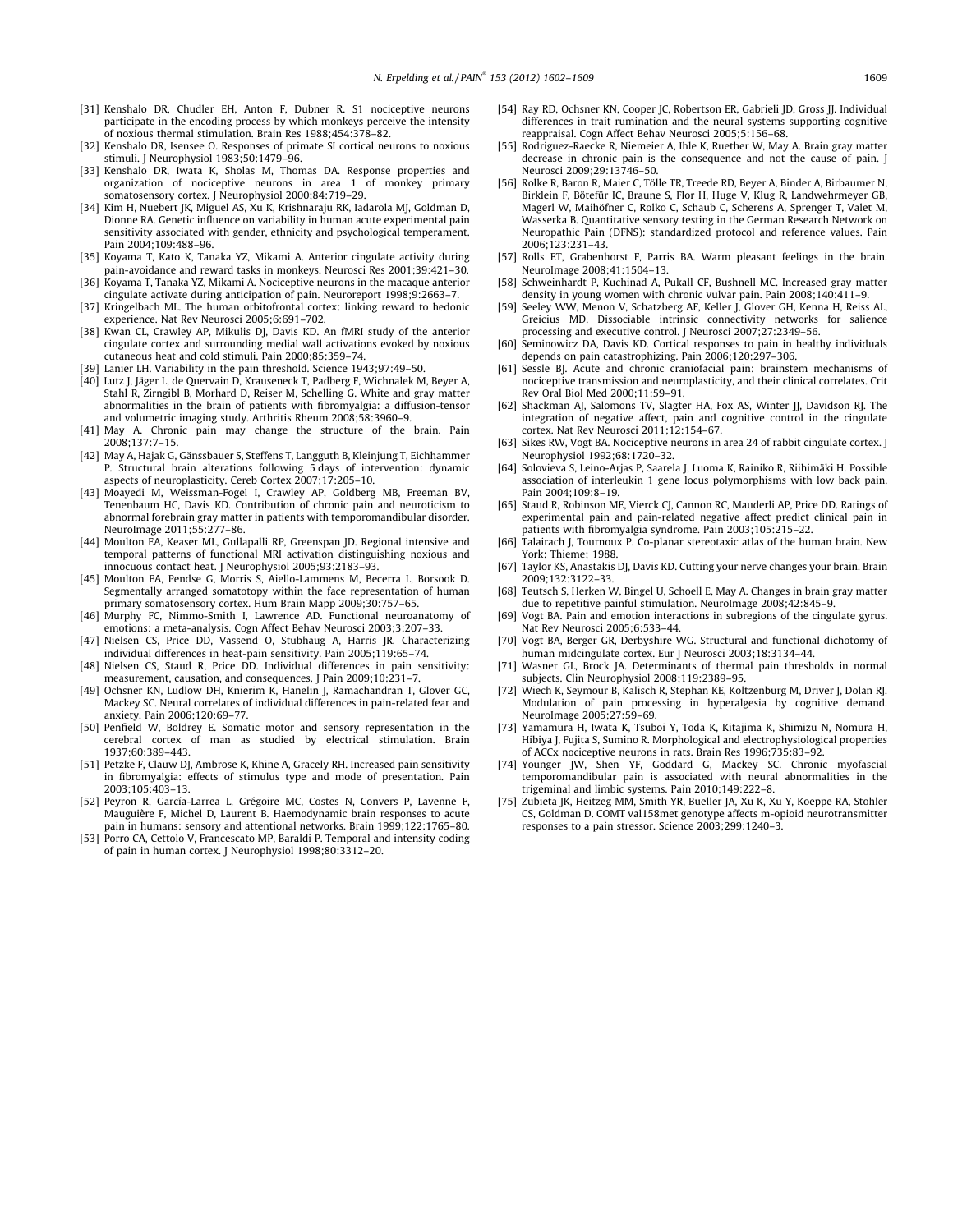[31] Kenshalo DR, Chudler EH, Anton F, Dubner R. S1 nociceptive neurons participate in the encoding process by which monkeys perceive the intensity of noxious thermal stimulation. Brain Res 1988;454:378–82.

[32] Kenshalo DR, Isensee O. Responses of primate SI cortical neurons to noxious stimuli. J Neurophysiol 1983;50:1479–96.

[33] Kenshalo DR, Iwata K, Sholas M, Thomas DA. Response properties and organization of nociceptive neurons in area 1 of monkey primary somatosensory cortex. J Neurophysiol 2000;84:719–29.

[34] Kim H, Nuebert JK, Miguel AS, Xu K, Krishnaraju RK, Iadarola MJ, Goldman D, Dionne RA. Genetic influence on variability in human acute experimental pain sensitivity associated with gender, ethnicity and psychological temperament. Pain 2004;109:488–96.

[35] Koyama T, Kato K, Tanaka YZ, Mikami A. Anterior cingulate activity during pain-avoidance and reward tasks in monkeys. Neurosci Res 2001;39:421–30.

[36] Koyama T, Tanaka YZ, Mikami A. Nociceptive neurons in the macaque anterior cingulate activate during anticipation of pain. Neuroreport 1998;9:2663–7.

[37] Kringelbach ML. The human orbitofrontal cortex: linking reward to hedonic experience. Nat Rev Neurosci 2005;6:691–702.

[38] Kwan CL, Crawley AP, Mikulis DJ, Davis KD. An fMRI study of the anterior cingulate cortex and surrounding medial wall activations evoked by noxious cutaneous heat and cold stimuli. Pain 2000;85:359–74.

[39] Lanier LH. Variability in the pain threshold. Science 1943;97:49–50.

[40] Lutz J, Jäger L, de Quervain D, Krauseneck T, Padberg F, Wichnalek M, Beyer A, Stahl R, Zirngibl B, Morhard D, Reiser M, Schelling G. White and gray matter abnormalities in the brain of patients with fibromyalgia: a diffusion-tensor and volumetric imaging study. Arthritis Rheum 2008;58:3960–9.

[41] May A. Chronic pain may change the structure of the brain. Pain 2008;137:7–15.

[42] May A, Hajak G, Gänssbauer S, Steffens T, Langguth B, Kleinjung T, Eichhammer P. Structural brain alterations following 5 days of intervention: dynamic aspects of neuroplasticity. Cereb Cortex 2007;17:205–10.

[43] Moayedi M, Weissman-Fogel I, Crawley AP, Goldberg MB, Freeman BV, Tenenbaum HC, Davis KD. Contribution of chronic pain and neuroticism to abnormal forebrain gray matter in patients with temporomandibular disorder. NeuroImage 2011;55:277–86.

[44] Moulton EA, Keaser ML, Gullapalli RP, Greenspan JD. Regional intensive and temporal patterns of functional MRI activation distinguishing noxious and innocuous contact heat. J Neurophysiol 2005;93:2183–93.

[45] Moulton EA, Pendse G, Morris S, Aiello-Lammens M, Becerra L, Borsook D. Segmentally arranged somatotopy within the face representation of human primary somatosensory cortex. Hum Brain Mapp 2009;30:757–65.

[46] Murphy FC, Nimmo-Smith I, Lawrence AD. Functional neuroanatomy of emotions: a meta-analysis. Cogn Affect Behav Neurosci 2003;3:207–33.

[47] Nielsen CS, Price DD, Vassend O, Stubhaug A, Harris JR. Characterizing individual differences in heat-pain sensitivity. Pain 2005;119:65–74.

[48] Nielsen CS, Staud R, Price DD. Individual differences in pain sensitivity: measurement, causation, and consequences. J Pain 2009;10:231–7.

[49] Ochsner KN, Ludlow DH, Knierim K, Hanelin J, Ramachandran T, Glover GC, Mackey SC. Neural correlates of individual differences in pain-related fear and anxiety. Pain 2006;120:69–77.

[50] Penfield W, Boldrey E. Somatic motor and sensory representation in the cerebral cortex of man as studied by electrical stimulation. Brain 1937;60:389–443.

[51] Petzke F, Clauw DJ, Ambrose K, Khine A, Gracely RH. Increased pain sensitivity in fibromyalgia: effects of stimulus type and mode of presentation. Pain 2003;105:403–13.

[52] Peyron R, García-Larrea L, Grégoire MC, Costes N, Convers P, Lavenne F, Mauguière F, Michel D, Laurent B. Haemodynamic brain responses to acute pain in humans: sensory and attentional networks. Brain 1999;122:1765–80.

[53] Porro CA, Cettolo V, Francescato MP, Baraldi P. Temporal and intensity coding of pain in human cortex. J Neurophysiol 1998;80:3312–20.

[54] Ray RD, Ochsner KN, Cooper JC, Robertson ER, Gabrieli JD, Gross JJ. Individual differences in trait rumination and the neural systems supporting cognitive reappraisal. Cogn Affect Behav Neurosci 2005;5:156–68.

[55] Rodriguez-Raecke R, Niemeier A, Ihle K, Ruether W, May A. Brain gray matter decrease in chronic pain is the consequence and not the cause of pain. J Neurosci 2009;29:13746–50.

[56] Rolke R, Baron R, Maier C, Tölle TR, Treede RD, Beyer A, Binder A, Birbaumer N, Birklein F, Bötefür IC, Braune S, Flor H, Huge V, Klug R, Landwehrmeyer GB, Magerl W, Maihöfner C, Rolko C, Schaub C, Scherens A, Sprenger T, Valet M, Wasserka B. Quantitative sensory testing in the German Research Network on Neuropathic Pain (DFNS): standardized protocol and reference values. Pain 2006;123:231–43.

[57] Rolls ET, Grabenhorst F, Parris BA. Warm pleasant feelings in the brain. NeuroImage 2008;41:1504–13.

[58] Schweinhardt P, Kuchinad A, Pukall CF, Bushnell MC. Increased gray matter density in young women with chronic vulvar pain. Pain 2008;140:411–9.

[59] Seeley WW, Menon V, Schatzberg AF, Keller J, Glover GH, Kenna H, Reiss AL, Greicius MD. Dissociable intrinsic connectivity networks for salience processing and executive control. J Neurosci 2007;27:2349–56.

[60] Seminowicz DA, Davis KD. Cortical responses to pain in healthy individuals depends on pain catastrophizing. Pain 2006;120:297–306.

[61] Sessle BJ. Acute and chronic craniofacial pain: brainstem mechanisms of nociceptive transmission and neuroplasticity, and their clinical correlates. Crit Rev Oral Biol Med 2000;11:59–91.

[62] Shackman AJ, Salomons TV, Slagter HA, Fox AS, Winter JJ, Davidson RJ. The integration of negative affect, pain and cognitive control in the cingulate cortex. Nat Rev Neurosci 2011;12:154–67.

[63] Sikes RW, Vogt BA. Nociceptive neurons in area 24 of rabbit cingulate cortex. J Neurophysiol 1992;68:1720–32.

[64] Solovieva S, Leino-Arjas P, Saarela J, Luoma K, Rainiko R, Riihimäki H. Possible association of interleukin 1 gene locus polymorphisms with low back pain. Pain 2004;109:8–19.

[65] Staud R, Robinson ME, Vierck CJ, Cannon RC, Mauderli AP, Price DD. Ratings of experimental pain and pain-related negative affect predict clinical pain in patients with fibromyalgia syndrome. Pain 2003;105:215–22.

[66] Talairach J, Tournoux P. Co-planar stereotaxic atlas of the human brain. New York: Thieme; 1988.

[67] Taylor KS, Anastakis DJ, Davis KD. Cutting your nerve changes your brain. Brain 2009;132:3122–33.

[68] Teutsch S, Herken W, Bingel U, Schoell E, May A. Changes in brain gray matter due to repetitive painful stimulation. NeuroImage 2008;42:845–9.

[69] Vogt BA. Pain and emotion interactions in subregions of the cingulate gyrus. Nat Rev Neurosci 2005;6:533–44.

[70] Vogt BA, Berger GR, Derbyshire WG. Structural and functional dichotomy of human midcingulate cortex. Eur J Neurosci 2003;18:3134–44.

[71] Wasner GL, Brock JA. Determinants of thermal pain thresholds in normal subjects. Clin Neurophysiol 2008;119:2389–95.

[72] Wiech K, Seymour B, Kalisch R, Stephan KE, Koltzenburg M, Driver J, Dolan RJ. Modulation of pain processing in hyperalgesia by cognitive demand. NeuroImage 2005;27:59–69.

[73] Yamamura H, Iwata K, Tsuboi Y, Toda K, Kitajima K, Shimizu N, Nomura H, Hibiya J, Fujita S, Sumino R. Morphological and electrophysiological properties of ACCx nociceptive neurons in rats. Brain Res 1996;735:83–92.

[74] Younger JW, Shen YF, Goddard G, Mackey SC. Chronic myofascial temporomandibular pain is associated with neural abnormalities in the trigeminal and limbic systems. Pain 2010;149:222–8.

[75] Zubieta JK, Heitzeg MM, Smith YR, Bueller JA, Xu K, Xu Y, Koeppe RA, Stohler CS, Goldman D. COMT val158met genotype affects m-opioid neurotransmitter responses to a pain stressor. Science 2003;299:1240–3.